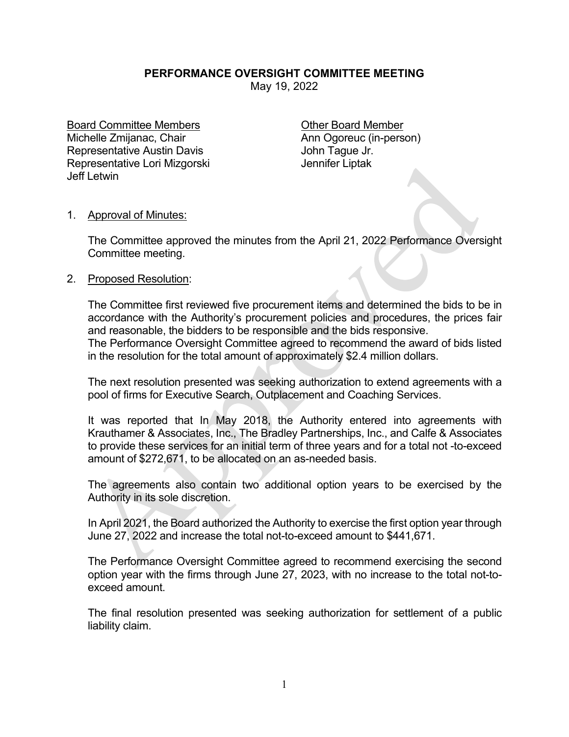# PERFORMANCE OVERSIGHT COMMITTEE MEETING

May 19, 2022

<u>Board Committee Members</u>
Michelle Zmijanac, Chair
Representative Austin Davis
Representative Lori Mizgorski
Jeff Letwin

<u>Other Board Member</u>
Ann Ogoreuc (in-person)
John Tague Jr.
Jennifer Liptak

1. <u>Approval of Minutes:</u>

   The Committee approved the minutes from the April 21, 2022 Performance Oversight Committee meeting.

2. <u>Proposed Resolution</u>:

   The Committee first reviewed five procurement items and determined the bids to be in accordance with the Authority's procurement policies and procedures, the prices fair and reasonable, the bidders to be responsible and the bids responsive.
   The Performance Oversight Committee agreed to recommend the award of bids listed in the resolution for the total amount of approximately $2.4 million dollars.

   The next resolution presented was seeking authorization to extend agreements with a pool of firms for Executive Search, Outplacement and Coaching Services.

   It was reported that In May 2018, the Authority entered into agreements with Krauthamer & Associates, Inc., The Bradley Partnerships, Inc., and Calfe & Associates to provide these services for an initial term of three years and for a total not -to-exceed amount of $272,671, to be allocated on an as-needed basis.

   The agreements also contain two additional option years to be exercised by the Authority in its sole discretion.

   In April 2021, the Board authorized the Authority to exercise the first option year through June 27, 2022 and increase the total not-to-exceed amount to $441,671.

   The Performance Oversight Committee agreed to recommend exercising the second option year with the firms through June 27, 2023, with no increase to the total not-to-exceed amount.

   The final resolution presented was seeking authorization for settlement of a public liability claim.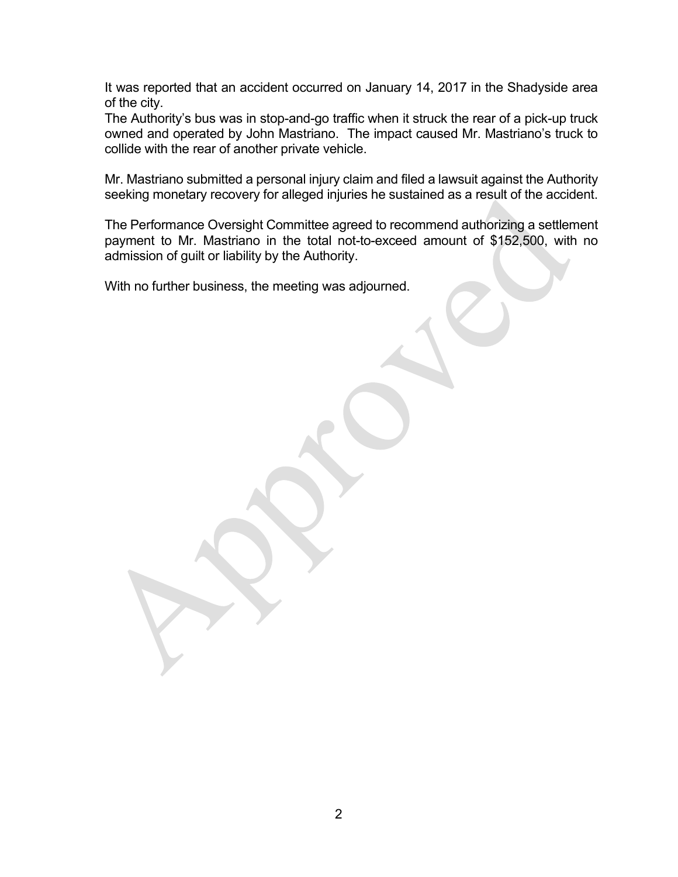It was reported that an accident occurred on January 14, 2017 in the Shadyside area of the city.
The Authority's bus was in stop-and-go traffic when it struck the rear of a pick-up truck owned and operated by John Mastriano. The impact caused Mr. Mastriano's truck to collide with the rear of another private vehicle.

Mr. Mastriano submitted a personal injury claim and filed a lawsuit against the Authority seeking monetary recovery for alleged injuries he sustained as a result of the accident.

The Performance Oversight Committee agreed to recommend authorizing a settlement payment to Mr. Mastriano in the total not-to-exceed amount of $152,500, with no admission of guilt or liability by the Authority.

With no further business, the meeting was adjourned.